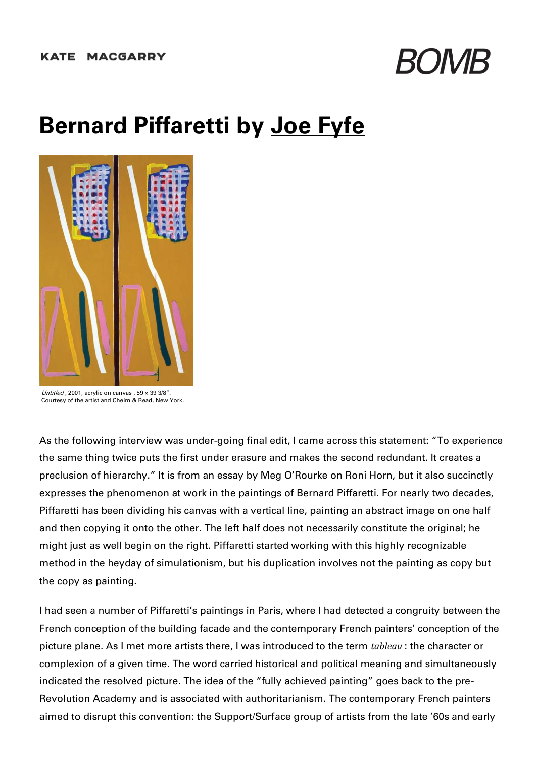KATE MACGARRY

BOMB

# Bernard Piffaretti by Joe Fyfe

*Untitled*, 2001, acrylic on canvas, 59 × 39 3/8". Courtesy of the artist and Cheim & Read, New York.

As the following interview was under-going final edit, I came across this statement: "To experience the same thing twice puts the first under erasure and makes the second redundant. It creates a preclusion of hierarchy." It is from an essay by Meg O'Rourke on Roni Horn, but it also succinctly expresses the phenomenon at work in the paintings of Bernard Piffaretti. For nearly two decades, Piffaretti has been dividing his canvas with a vertical line, painting an abstract image on one half and then copying it onto the other. The left half does not necessarily constitute the original; he might just as well begin on the right. Piffaretti started working with this highly recognizable method in the heyday of simulationism, but his duplication involves not the painting as copy but the copy as painting.

I had seen a number of Piffaretti's paintings in Paris, where I had detected a congruity between the French conception of the building facade and the contemporary French painters' conception of the picture plane. As I met more artists there, I was introduced to the term *tableau*: the character or complexion of a given time. The word carried historical and political meaning and simultaneously indicated the resolved picture. The idea of the "fully achieved painting" goes back to the pre-Revolution Academy and is associated with authoritarianism. The contemporary French painters aimed to disrupt this convention: the Support/Surface group of artists from the late '60s and early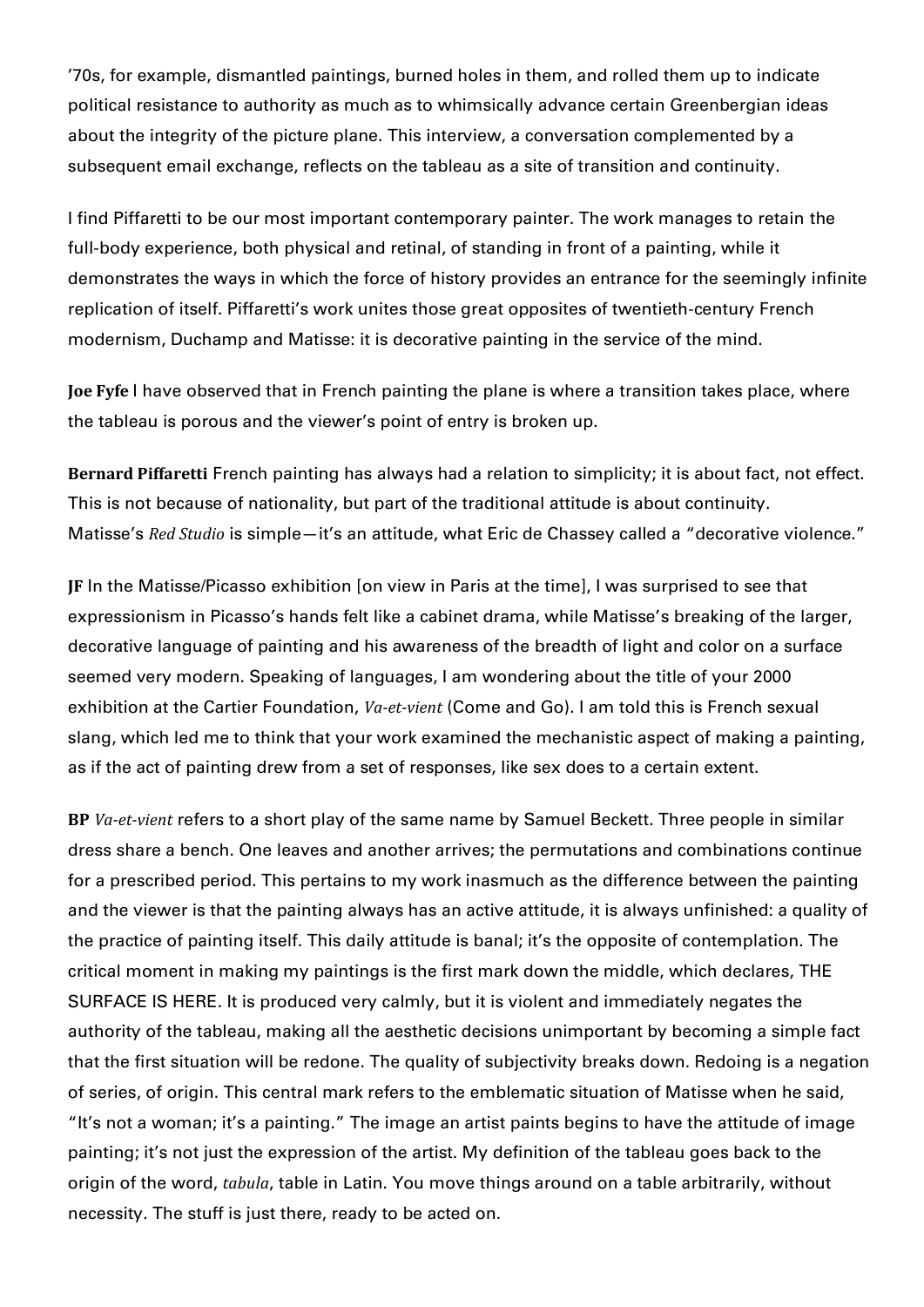'70s, for example, dismantled paintings, burned holes in them, and rolled them up to indicate political resistance to authority as much as to whimsically advance certain Greenbergian ideas about the integrity of the picture plane. This interview, a conversation complemented by a subsequent email exchange, reflects on the tableau as a site of transition and continuity.

I find Piffaretti to be our most important contemporary painter. The work manages to retain the full-body experience, both physical and retinal, of standing in front of a painting, while it demonstrates the ways in which the force of history provides an entrance for the seemingly infinite replication of itself. Piffaretti's work unites those great opposites of twentieth-century French modernism, Duchamp and Matisse: it is decorative painting in the service of the mind.

**Joe Fyfe** I have observed that in French painting the plane is where a transition takes place, where the tableau is porous and the viewer's point of entry is broken up.

**Bernard Piffaretti** French painting has always had a relation to simplicity; it is about fact, not effect. This is not because of nationality, but part of the traditional attitude is about continuity. Matisse's *Red Studio* is simple—it's an attitude, what Eric de Chassey called a "decorative violence."

**JF** In the Matisse/Picasso exhibition [on view in Paris at the time], I was surprised to see that expressionism in Picasso's hands felt like a cabinet drama, while Matisse's breaking of the larger, decorative language of painting and his awareness of the breadth of light and color on a surface seemed very modern. Speaking of languages, I am wondering about the title of your 2000 exhibition at the Cartier Foundation, *Va-et-vient* (Come and Go). I am told this is French sexual slang, which led me to think that your work examined the mechanistic aspect of making a painting, as if the act of painting drew from a set of responses, like sex does to a certain extent.

**BP** *Va-et-vient* refers to a short play of the same name by Samuel Beckett. Three people in similar dress share a bench. One leaves and another arrives; the permutations and combinations continue for a prescribed period. This pertains to my work inasmuch as the difference between the painting and the viewer is that the painting always has an active attitude, it is always unfinished: a quality of the practice of painting itself. This daily attitude is banal; it's the opposite of contemplation. The critical moment in making my paintings is the first mark down the middle, which declares, THE SURFACE IS HERE. It is produced very calmly, but it is violent and immediately negates the authority of the tableau, making all the aesthetic decisions unimportant by becoming a simple fact that the first situation will be redone. The quality of subjectivity breaks down. Redoing is a negation of series, of origin. This central mark refers to the emblematic situation of Matisse when he said, "It's not a woman; it's a painting." The image an artist paints begins to have the attitude of image painting; it's not just the expression of the artist. My definition of the tableau goes back to the origin of the word, *tabula*, table in Latin. You move things around on a table arbitrarily, without necessity. The stuff is just there, ready to be acted on.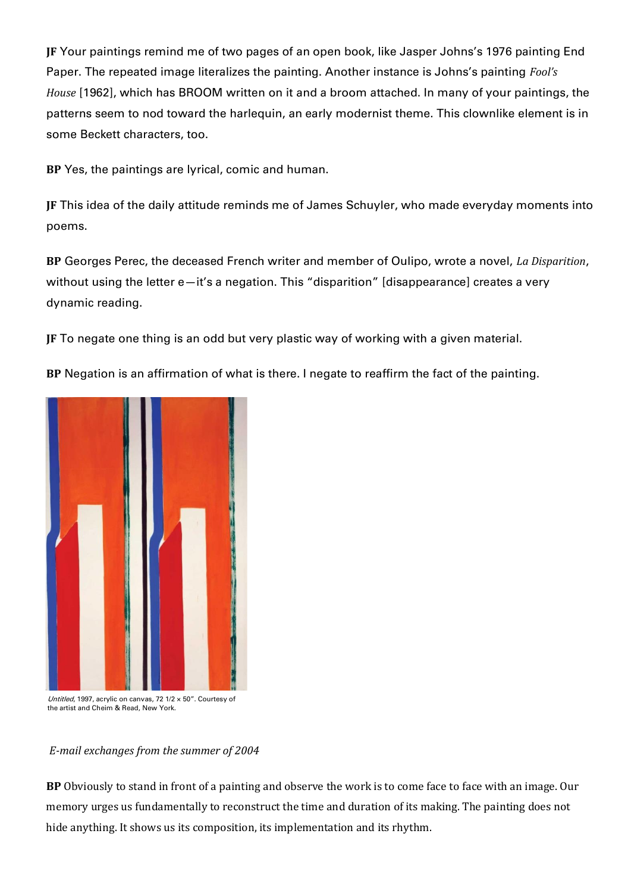**JF** Your paintings remind me of two pages of an open book, like Jasper Johns's 1976 painting End Paper. The repeated image literalizes the painting. Another instance is Johns's painting *Fool's House* [1962], which has BROOM written on it and a broom attached. In many of your paintings, the patterns seem to nod toward the harlequin, an early modernist theme. This clownlike element is in some Beckett characters, too.

**BP** Yes, the paintings are lyrical, comic and human.

**JF** This idea of the daily attitude reminds me of James Schuyler, who made everyday moments into poems.

**BP** Georges Perec, the deceased French writer and member of Oulipo, wrote a novel, *La Disparition*, without using the letter e—it's a negation. This "disparition" [disappearance] creates a very dynamic reading.

**JF** To negate one thing is an odd but very plastic way of working with a given material.

**BP** Negation is an affirmation of what is there. I negate to reaffirm the fact of the painting.

*Untitled*, 1997, acrylic on canvas, 72 1/2 × 50". Courtesy of the artist and Cheim & Read, New York.

*E-mail exchanges from the summer of 2004*

**BP** Obviously to stand in front of a painting and observe the work is to come face to face with an image. Our memory urges us fundamentally to reconstruct the time and duration of its making. The painting does not hide anything. It shows us its composition, its implementation and its rhythm.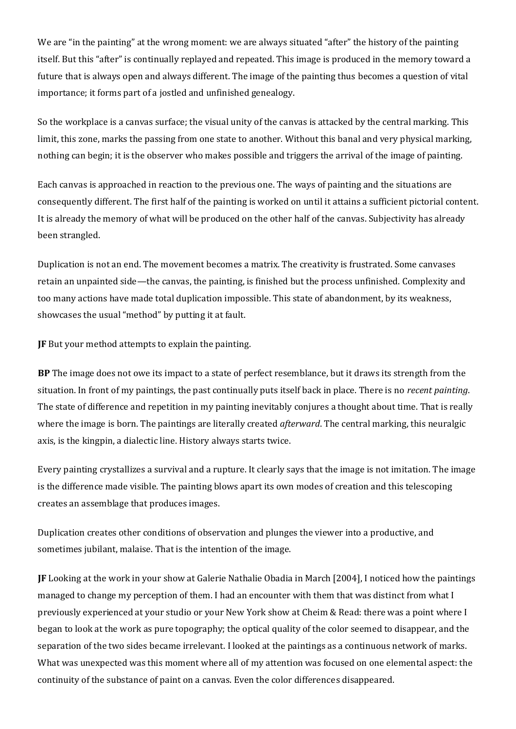We are "in the painting" at the wrong moment: we are always situated "after" the history of the painting itself. But this "after" is continually replayed and repeated. This image is produced in the memory toward a future that is always open and always different. The image of the painting thus becomes a question of vital importance; it forms part of a jostled and unfinished genealogy.

So the workplace is a canvas surface; the visual unity of the canvas is attacked by the central marking. This limit, this zone, marks the passing from one state to another. Without this banal and very physical marking, nothing can begin; it is the observer who makes possible and triggers the arrival of the image of painting.

Each canvas is approached in reaction to the previous one. The ways of painting and the situations are consequently different. The first half of the painting is worked on until it attains a sufficient pictorial content. It is already the memory of what will be produced on the other half of the canvas. Subjectivity has already been strangled.

Duplication is not an end. The movement becomes a matrix. The creativity is frustrated. Some canvases retain an unpainted side—the canvas, the painting, is finished but the process unfinished. Complexity and too many actions have made total duplication impossible. This state of abandonment, by its weakness, showcases the usual "method" by putting it at fault.

**JF** But your method attempts to explain the painting.

**BP** The image does not owe its impact to a state of perfect resemblance, but it draws its strength from the situation. In front of my paintings, the past continually puts itself back in place. There is no *recent painting*. The state of difference and repetition in my painting inevitably conjures a thought about time. That is really where the image is born. The paintings are literally created *afterward*. The central marking, this neuralgic axis, is the kingpin, a dialectic line. History always starts twice.

Every painting crystallizes a survival and a rupture. It clearly says that the image is not imitation. The image is the difference made visible. The painting blows apart its own modes of creation and this telescoping creates an assemblage that produces images.

Duplication creates other conditions of observation and plunges the viewer into a productive, and sometimes jubilant, malaise. That is the intention of the image.

**JF** Looking at the work in your show at Galerie Nathalie Obadia in March [2004], I noticed how the paintings managed to change my perception of them. I had an encounter with them that was distinct from what I previously experienced at your studio or your New York show at Cheim & Read: there was a point where I began to look at the work as pure topography; the optical quality of the color seemed to disappear, and the separation of the two sides became irrelevant. I looked at the paintings as a continuous network of marks. What was unexpected was this moment where all of my attention was focused on one elemental aspect: the continuity of the substance of paint on a canvas. Even the color differences disappeared.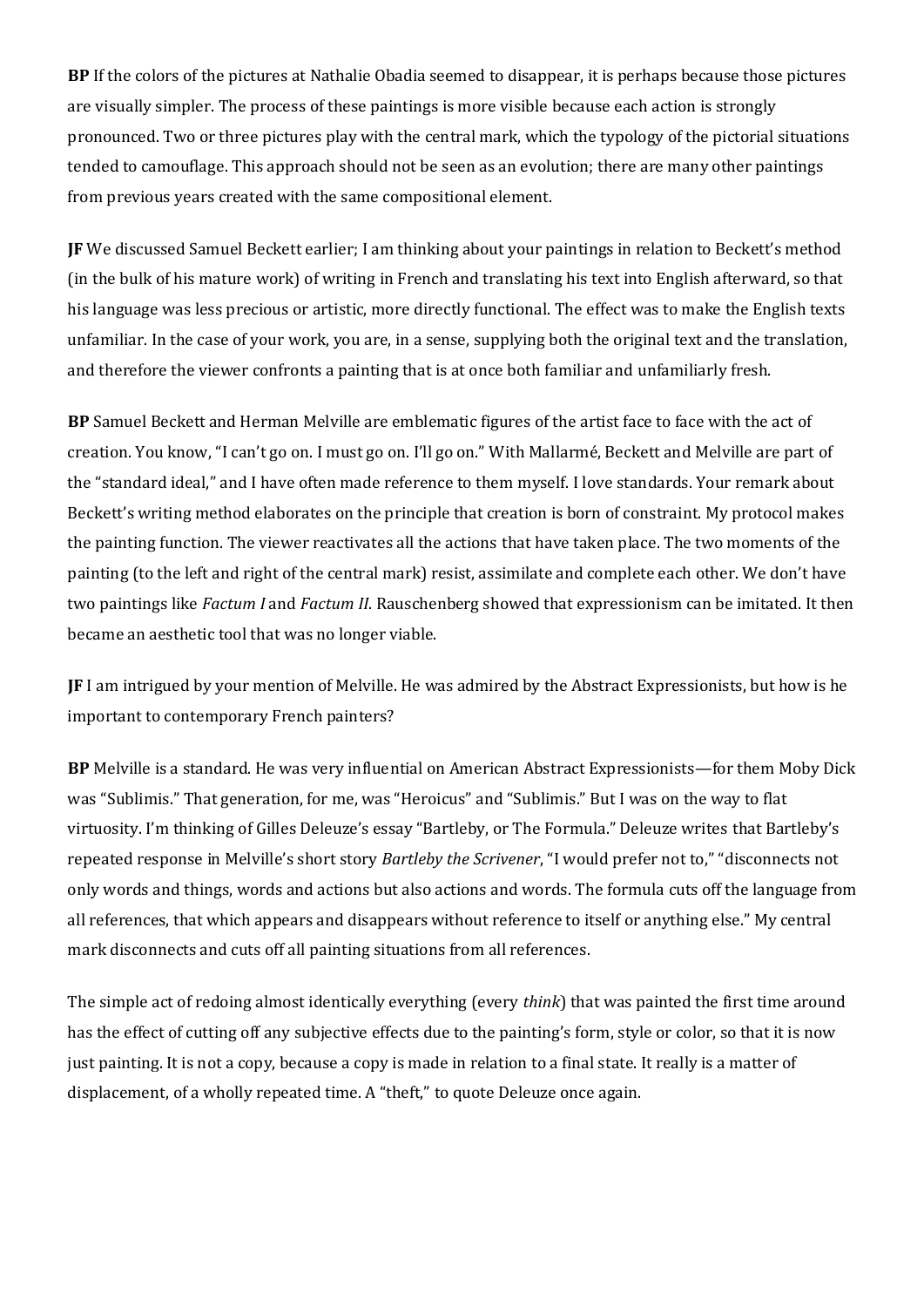**BP** If the colors of the pictures at Nathalie Obadia seemed to disappear, it is perhaps because those pictures are visually simpler. The process of these paintings is more visible because each action is strongly pronounced. Two or three pictures play with the central mark, which the typology of the pictorial situations tended to camouflage. This approach should not be seen as an evolution; there are many other paintings from previous years created with the same compositional element.

**JF** We discussed Samuel Beckett earlier; I am thinking about your paintings in relation to Beckett's method (in the bulk of his mature work) of writing in French and translating his text into English afterward, so that his language was less precious or artistic, more directly functional. The effect was to make the English texts unfamiliar. In the case of your work, you are, in a sense, supplying both the original text and the translation, and therefore the viewer confronts a painting that is at once both familiar and unfamiliarly fresh.

**BP** Samuel Beckett and Herman Melville are emblematic figures of the artist face to face with the act of creation. You know, "I can't go on. I must go on. I'll go on." With Mallarmé, Beckett and Melville are part of the "standard ideal," and I have often made reference to them myself. I love standards. Your remark about Beckett's writing method elaborates on the principle that creation is born of constraint. My protocol makes the painting function. The viewer reactivates all the actions that have taken place. The two moments of the painting (to the left and right of the central mark) resist, assimilate and complete each other. We don't have two paintings like *Factum I* and *Factum II*. Rauschenberg showed that expressionism can be imitated. It then became an aesthetic tool that was no longer viable.

**JF** I am intrigued by your mention of Melville. He was admired by the Abstract Expressionists, but how is he important to contemporary French painters?

**BP** Melville is a standard. He was very influential on American Abstract Expressionists—for them Moby Dick was "Sublimis." That generation, for me, was "Heroicus" and "Sublimis." But I was on the way to flat virtuosity. I'm thinking of Gilles Deleuze's essay "Bartleby, or The Formula." Deleuze writes that Bartleby's repeated response in Melville's short story *Bartleby the Scrivener*, "I would prefer not to," "disconnects not only words and things, words and actions but also actions and words. The formula cuts off the language from all references, that which appears and disappears without reference to itself or anything else." My central mark disconnects and cuts off all painting situations from all references.

The simple act of redoing almost identically everything (every *think*) that was painted the first time around has the effect of cutting off any subjective effects due to the painting's form, style or color, so that it is now just painting. It is not a copy, because a copy is made in relation to a final state. It really is a matter of displacement, of a wholly repeated time. A "theft," to quote Deleuze once again.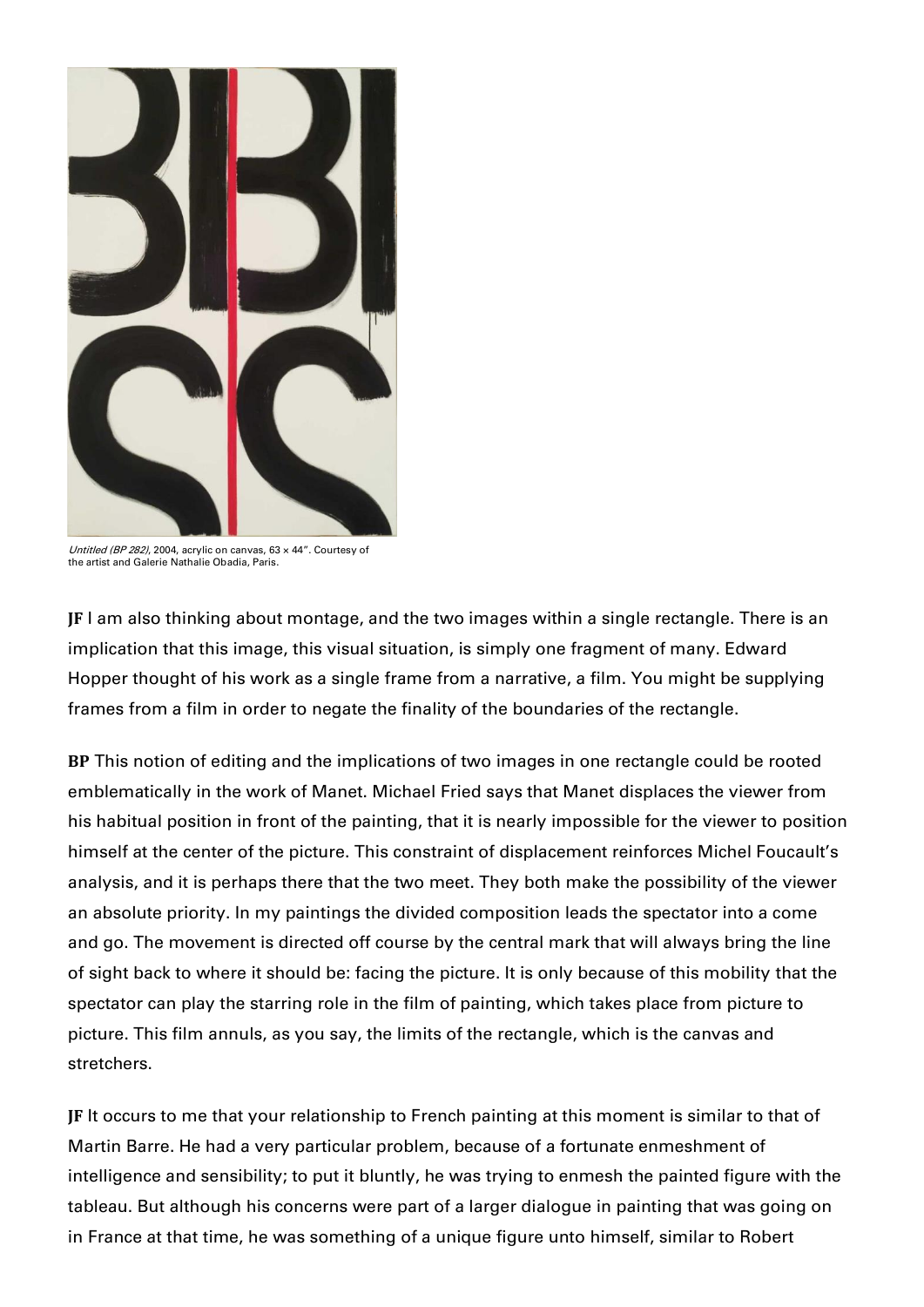*Untitled (BP 282)*, 2004, acrylic on canvas, 63 × 44". Courtesy of the artist and Galerie Nathalie Obadia, Paris.

**JF** I am also thinking about montage, and the two images within a single rectangle. There is an implication that this image, this visual situation, is simply one fragment of many. Edward Hopper thought of his work as a single frame from a narrative, a film. You might be supplying frames from a film in order to negate the finality of the boundaries of the rectangle.

**BP** This notion of editing and the implications of two images in one rectangle could be rooted emblematically in the work of Manet. Michael Fried says that Manet displaces the viewer from his habitual position in front of the painting, that it is nearly impossible for the viewer to position himself at the center of the picture. This constraint of displacement reinforces Michel Foucault's analysis, and it is perhaps there that the two meet. They both make the possibility of the viewer an absolute priority. In my paintings the divided composition leads the spectator into a come and go. The movement is directed off course by the central mark that will always bring the line of sight back to where it should be: facing the picture. It is only because of this mobility that the spectator can play the starring role in the film of painting, which takes place from picture to picture. This film annuls, as you say, the limits of the rectangle, which is the canvas and stretchers.

**JF** It occurs to me that your relationship to French painting at this moment is similar to that of Martin Barre. He had a very particular problem, because of a fortunate enmeshment of intelligence and sensibility; to put it bluntly, he was trying to enmesh the painted figure with the tableau. But although his concerns were part of a larger dialogue in painting that was going on in France at that time, he was something of a unique figure unto himself, similar to Robert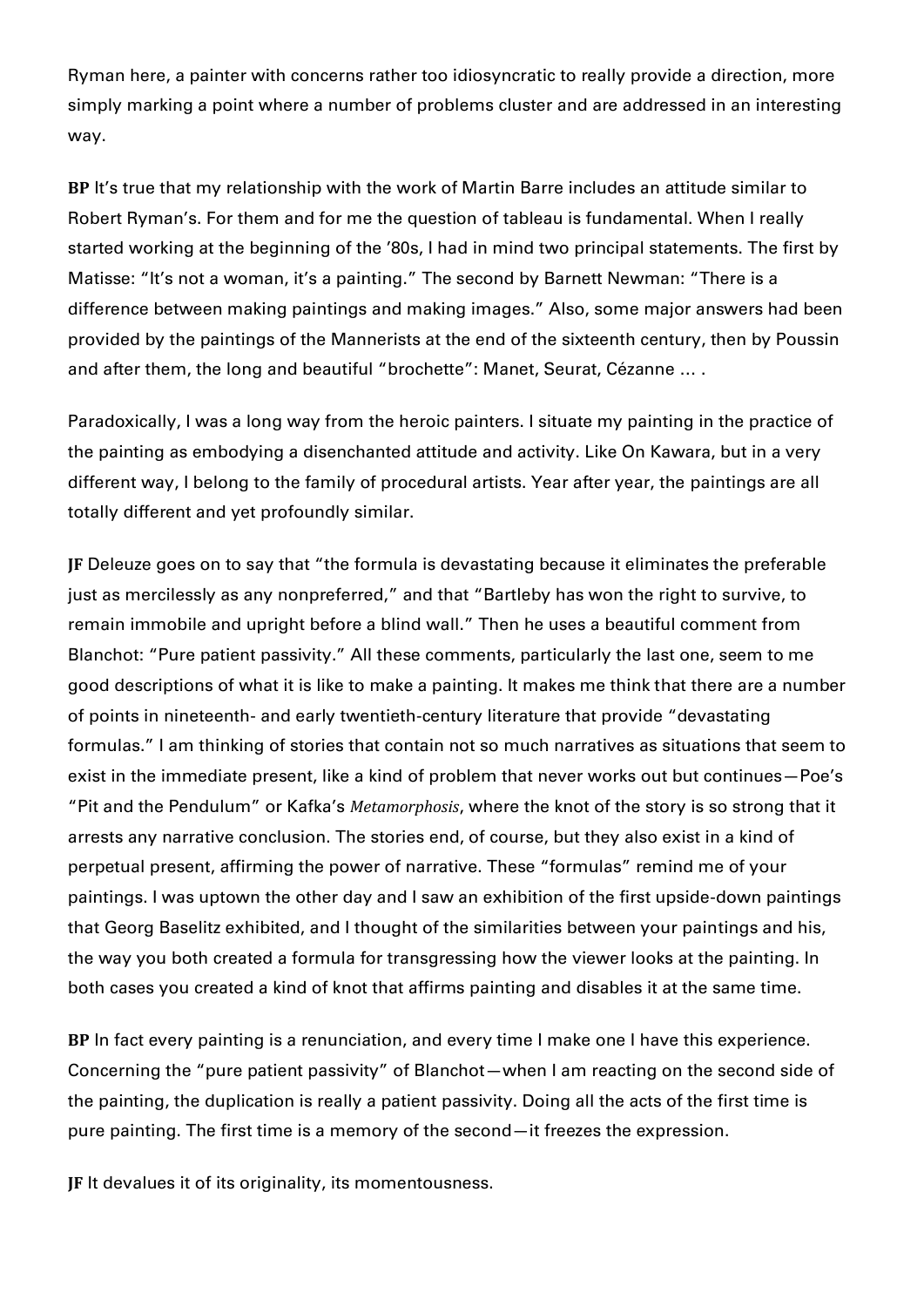Ryman here, a painter with concerns rather too idiosyncratic to really provide a direction, more simply marking a point where a number of problems cluster and are addressed in an interesting way.

**BP** It's true that my relationship with the work of Martin Barre includes an attitude similar to Robert Ryman's. For them and for me the question of tableau is fundamental. When I really started working at the beginning of the '80s, I had in mind two principal statements. The first by Matisse: "It's not a woman, it's a painting." The second by Barnett Newman: "There is a difference between making paintings and making images." Also, some major answers had been provided by the paintings of the Mannerists at the end of the sixteenth century, then by Poussin and after them, the long and beautiful "brochette": Manet, Seurat, Cézanne … .

Paradoxically, I was a long way from the heroic painters. I situate my painting in the practice of the painting as embodying a disenchanted attitude and activity. Like On Kawara, but in a very different way, I belong to the family of procedural artists. Year after year, the paintings are all totally different and yet profoundly similar.

**JF** Deleuze goes on to say that "the formula is devastating because it eliminates the preferable just as mercilessly as any nonpreferred," and that "Bartleby has won the right to survive, to remain immobile and upright before a blind wall." Then he uses a beautiful comment from Blanchot: "Pure patient passivity." All these comments, particularly the last one, seem to me good descriptions of what it is like to make a painting. It makes me think that there are a number of points in nineteenth- and early twentieth-century literature that provide "devastating formulas." I am thinking of stories that contain not so much narratives as situations that seem to exist in the immediate present, like a kind of problem that never works out but continues—Poe's "Pit and the Pendulum" or Kafka's *Metamorphosis*, where the knot of the story is so strong that it arrests any narrative conclusion. The stories end, of course, but they also exist in a kind of perpetual present, affirming the power of narrative. These "formulas" remind me of your paintings. I was uptown the other day and I saw an exhibition of the first upside-down paintings that Georg Baselitz exhibited, and I thought of the similarities between your paintings and his, the way you both created a formula for transgressing how the viewer looks at the painting. In both cases you created a kind of knot that affirms painting and disables it at the same time.

**BP** In fact every painting is a renunciation, and every time I make one I have this experience. Concerning the "pure patient passivity" of Blanchot—when I am reacting on the second side of the painting, the duplication is really a patient passivity. Doing all the acts of the first time is pure painting. The first time is a memory of the second—it freezes the expression.

**JF** It devalues it of its originality, its momentousness.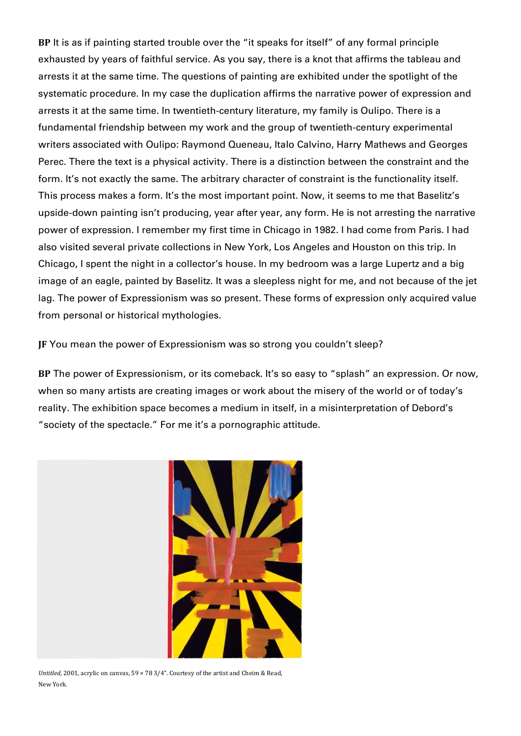**BP** It is as if painting started trouble over the "it speaks for itself" of any formal principle exhausted by years of faithful service. As you say, there is a knot that affirms the tableau and arrests it at the same time. The questions of painting are exhibited under the spotlight of the systematic procedure. In my case the duplication affirms the narrative power of expression and arrests it at the same time. In twentieth-century literature, my family is Oulipo. There is a fundamental friendship between my work and the group of twentieth-century experimental writers associated with Oulipo: Raymond Queneau, Italo Calvino, Harry Mathews and Georges Perec. There the text is a physical activity. There is a distinction between the constraint and the form. It's not exactly the same. The arbitrary character of constraint is the functionality itself. This process makes a form. It's the most important point. Now, it seems to me that Baselitz's upside-down painting isn't producing, year after year, any form. He is not arresting the narrative power of expression. I remember my first time in Chicago in 1982. I had come from Paris. I had also visited several private collections in New York, Los Angeles and Houston on this trip. In Chicago, I spent the night in a collector's house. In my bedroom was a large Lupertz and a big image of an eagle, painted by Baselitz. It was a sleepless night for me, and not because of the jet lag. The power of Expressionism was so present. These forms of expression only acquired value from personal or historical mythologies.

**JF** You mean the power of Expressionism was so strong you couldn't sleep?

**BP** The power of Expressionism, or its comeback. It's so easy to "splash" an expression. Or now, when so many artists are creating images or work about the misery of the world or of today's reality. The exhibition space becomes a medium in itself, in a misinterpretation of Debord's "society of the spectacle." For me it's a pornographic attitude.

*Untitled*, 2001, acrylic on canvas, 59 × 78 3/4". Courtesy of the artist and Cheim & Read, New York.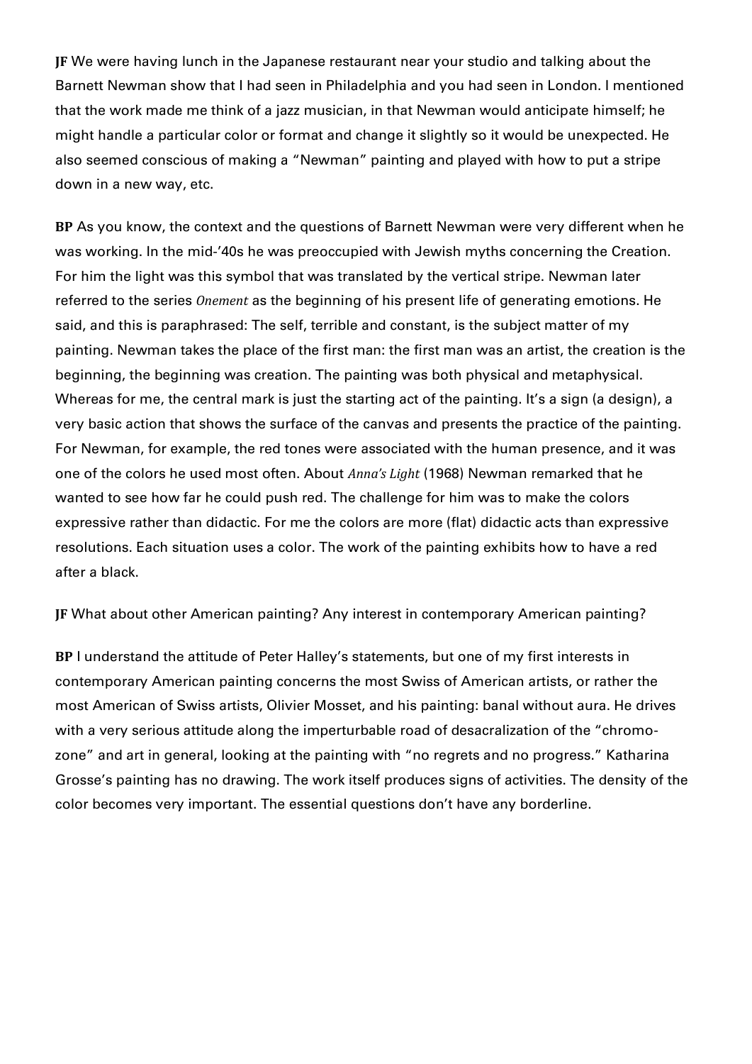**JF** We were having lunch in the Japanese restaurant near your studio and talking about the Barnett Newman show that I had seen in Philadelphia and you had seen in London. I mentioned that the work made me think of a jazz musician, in that Newman would anticipate himself; he might handle a particular color or format and change it slightly so it would be unexpected. He also seemed conscious of making a "Newman" painting and played with how to put a stripe down in a new way, etc.

**BP** As you know, the context and the questions of Barnett Newman were very different when he was working. In the mid-'40s he was preoccupied with Jewish myths concerning the Creation. For him the light was this symbol that was translated by the vertical stripe. Newman later referred to the series *Onement* as the beginning of his present life of generating emotions. He said, and this is paraphrased: The self, terrible and constant, is the subject matter of my painting. Newman takes the place of the first man: the first man was an artist, the creation is the beginning, the beginning was creation. The painting was both physical and metaphysical. Whereas for me, the central mark is just the starting act of the painting. It's a sign (a design), a very basic action that shows the surface of the canvas and presents the practice of the painting. For Newman, for example, the red tones were associated with the human presence, and it was one of the colors he used most often. About *Anna's Light* (1968) Newman remarked that he wanted to see how far he could push red. The challenge for him was to make the colors expressive rather than didactic. For me the colors are more (flat) didactic acts than expressive resolutions. Each situation uses a color. The work of the painting exhibits how to have a red after a black.

**JF** What about other American painting? Any interest in contemporary American painting?

**BP** I understand the attitude of Peter Halley's statements, but one of my first interests in contemporary American painting concerns the most Swiss of American artists, or rather the most American of Swiss artists, Olivier Mosset, and his painting: banal without aura. He drives with a very serious attitude along the imperturbable road of desacralization of the "chromo-zone" and art in general, looking at the painting with "no regrets and no progress." Katharina Grosse's painting has no drawing. The work itself produces signs of activities. The density of the color becomes very important. The essential questions don't have any borderline.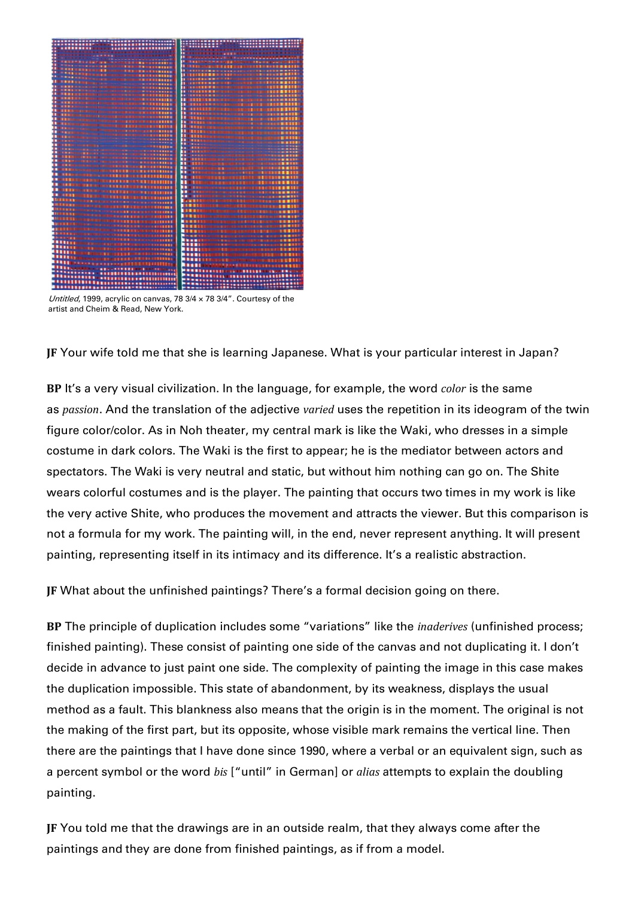*Untitled*, 1999, acrylic on canvas, 78 3/4 × 78 3/4". Courtesy of the artist and Cheim & Read, New York.

**JF** Your wife told me that she is learning Japanese. What is your particular interest in Japan?

**BP** It's a very visual civilization. In the language, for example, the word *color* is the same as *passion*. And the translation of the adjective *varied* uses the repetition in its ideogram of the twin figure color/color. As in Noh theater, my central mark is like the Waki, who dresses in a simple costume in dark colors. The Waki is the first to appear; he is the mediator between actors and spectators. The Waki is very neutral and static, but without him nothing can go on. The Shite wears colorful costumes and is the player. The painting that occurs two times in my work is like the very active Shite, who produces the movement and attracts the viewer. But this comparison is not a formula for my work. The painting will, in the end, never represent anything. It will present painting, representing itself in its intimacy and its difference. It's a realistic abstraction.

**JF** What about the unfinished paintings? There's a formal decision going on there.

**BP** The principle of duplication includes some "variations" like the *inaderives* (unfinished process; finished painting). These consist of painting one side of the canvas and not duplicating it. I don't decide in advance to just paint one side. The complexity of painting the image in this case makes the duplication impossible. This state of abandonment, by its weakness, displays the usual method as a fault. This blankness also means that the origin is in the moment. The original is not the making of the first part, but its opposite, whose visible mark remains the vertical line. Then there are the paintings that I have done since 1990, where a verbal or an equivalent sign, such as a percent symbol or the word *bis* ["until" in German] or *alias* attempts to explain the doubling painting.

**JF** You told me that the drawings are in an outside realm, that they always come after the paintings and they are done from finished paintings, as if from a model.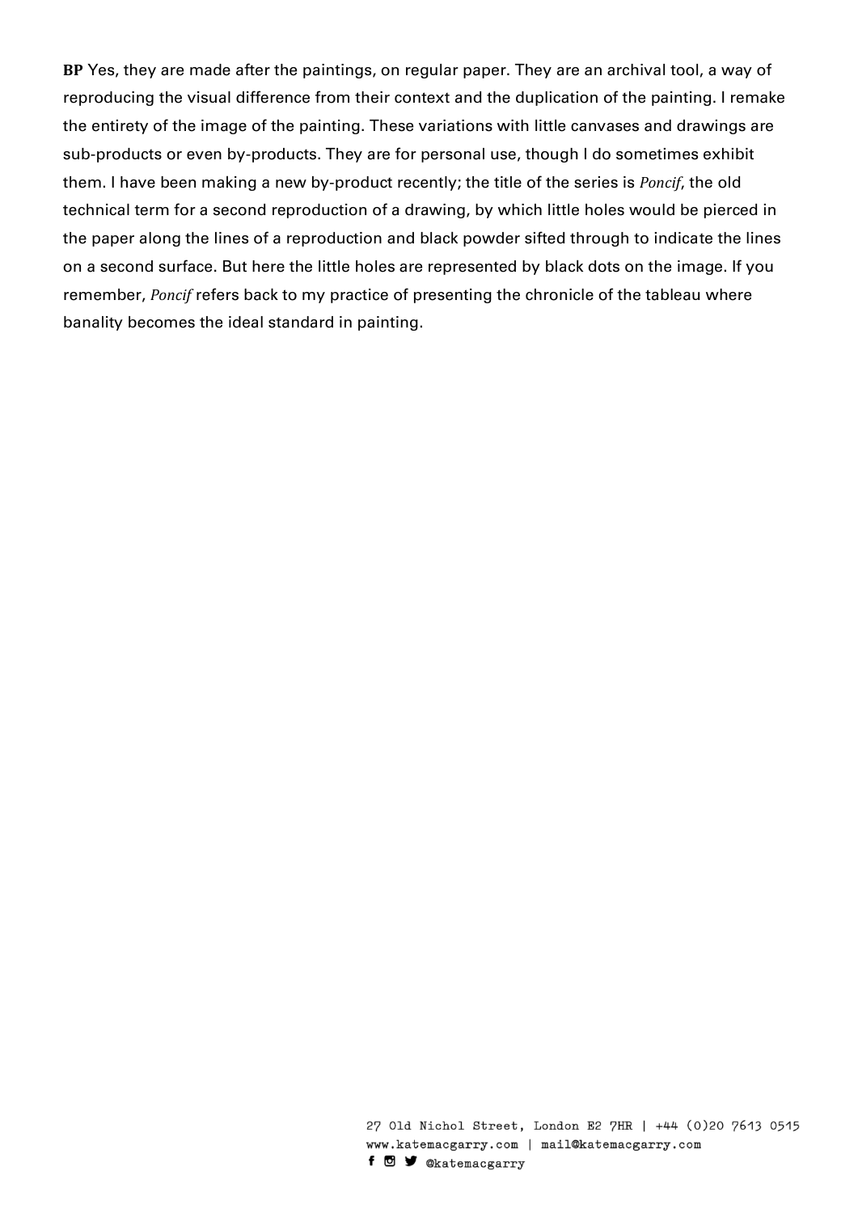**BP** Yes, they are made after the paintings, on regular paper. They are an archival tool, a way of reproducing the visual difference from their context and the duplication of the painting. I remake the entirety of the image of the painting. These variations with little canvases and drawings are sub-products or even by-products. They are for personal use, though I do sometimes exhibit them. I have been making a new by-product recently; the title of the series is *Poncif*, the old technical term for a second reproduction of a drawing, by which little holes would be pierced in the paper along the lines of a reproduction and black powder sifted through to indicate the lines on a second surface. But here the little holes are represented by black dots on the image. If you remember, *Poncif* refers back to my practice of presenting the chronicle of the tableau where banality becomes the ideal standard in painting.